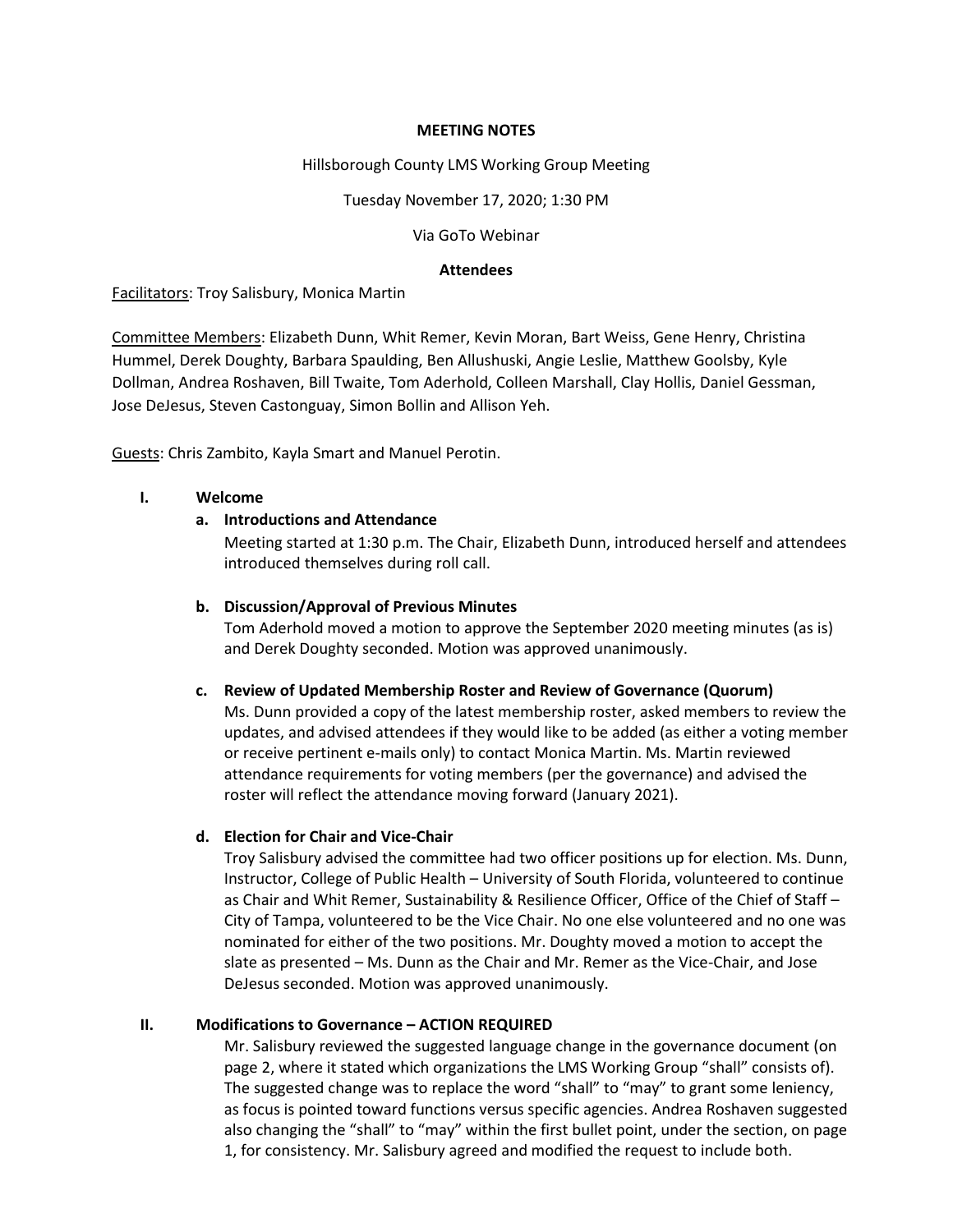**MEETING NOTES**

Hillsborough County LMS Working Group Meeting

Tuesday November 17, 2020; 1:30 PM

Via GoTo Webinar

**Attendees**

Facilitators: Troy Salisbury, Monica Martin

Committee Members: Elizabeth Dunn, Whit Remer, Kevin Moran, Bart Weiss, Gene Henry, Christina Hummel, Derek Doughty, Barbara Spaulding, Ben Allushuski, Angie Leslie, Matthew Goolsby, Kyle Dollman, Andrea Roshaven, Bill Twaite, Tom Aderhold, Colleen Marshall, Clay Hollis, Daniel Gessman, Jose DeJesus, Steven Castonguay, Simon Bollin and Allison Yeh.

Guests: Chris Zambito, Kayla Smart and Manuel Perotin.

## I. Welcome

### a. Introductions and Attendance

Meeting started at 1:30 p.m. The Chair, Elizabeth Dunn, introduced herself and attendees introduced themselves during roll call.

### b. Discussion/Approval of Previous Minutes

Tom Aderhold moved a motion to approve the September 2020 meeting minutes (as is) and Derek Doughty seconded. Motion was approved unanimously.

### c. Review of Updated Membership Roster and Review of Governance (Quorum)

Ms. Dunn provided a copy of the latest membership roster, asked members to review the updates, and advised attendees if they would like to be added (as either a voting member or receive pertinent e-mails only) to contact Monica Martin. Ms. Martin reviewed attendance requirements for voting members (per the governance) and advised the roster will reflect the attendance moving forward (January 2021).

### d. Election for Chair and Vice-Chair

Troy Salisbury advised the committee had two officer positions up for election. Ms. Dunn, Instructor, College of Public Health – University of South Florida, volunteered to continue as Chair and Whit Remer, Sustainability & Resilience Officer, Office of the Chief of Staff – City of Tampa, volunteered to be the Vice Chair. No one else volunteered and no one was nominated for either of the two positions. Mr. Doughty moved a motion to accept the slate as presented – Ms. Dunn as the Chair and Mr. Remer as the Vice-Chair, and Jose DeJesus seconded. Motion was approved unanimously.

## II. Modifications to Governance – ACTION REQUIRED

Mr. Salisbury reviewed the suggested language change in the governance document (on page 2, where it stated which organizations the LMS Working Group "shall" consists of). The suggested change was to replace the word "shall" to "may" to grant some leniency, as focus is pointed toward functions versus specific agencies. Andrea Roshaven suggested also changing the "shall" to "may" within the first bullet point, under the section, on page 1, for consistency. Mr. Salisbury agreed and modified the request to include both.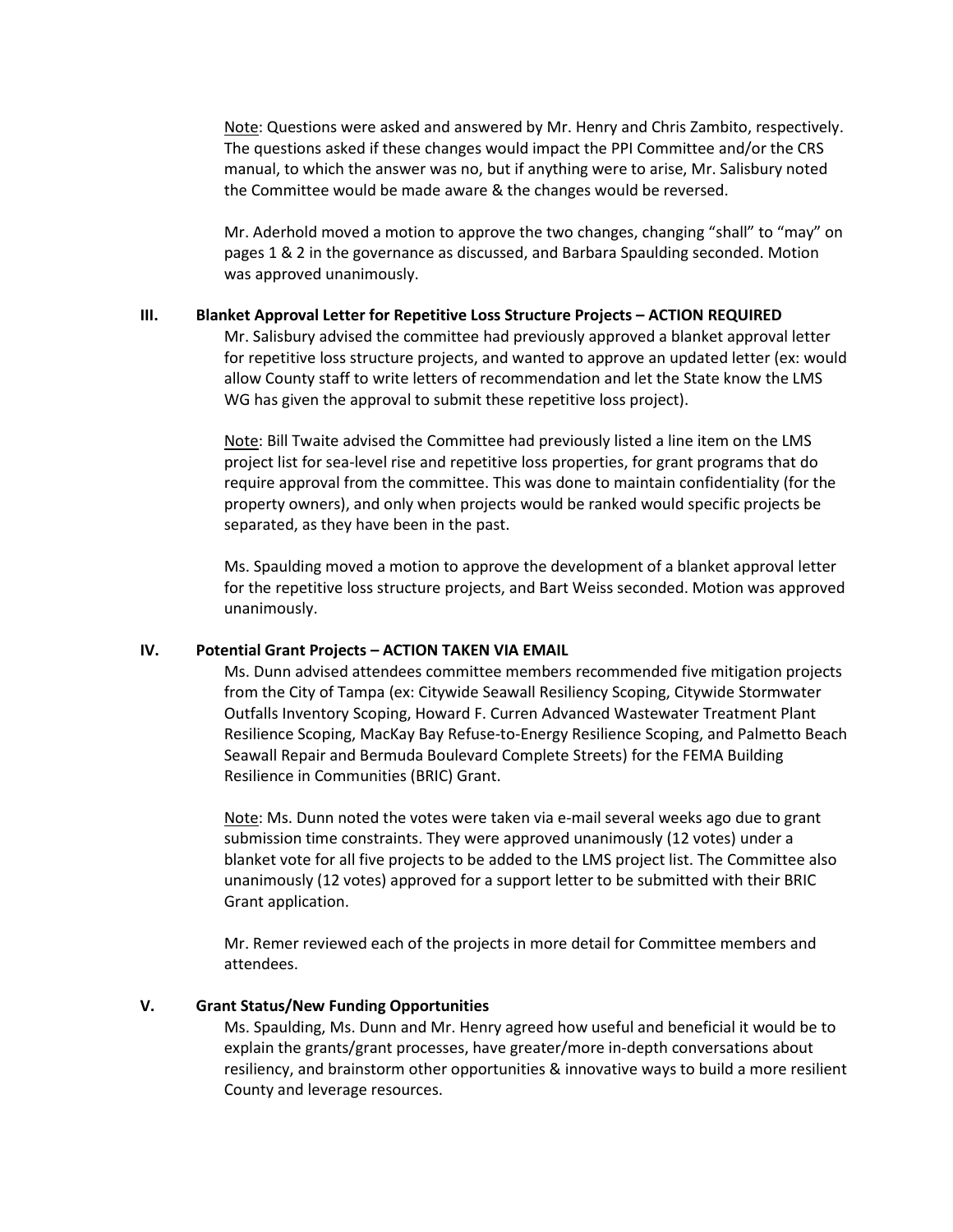Note: Questions were asked and answered by Mr. Henry and Chris Zambito, respectively. The questions asked if these changes would impact the PPI Committee and/or the CRS manual, to which the answer was no, but if anything were to arise, Mr. Salisbury noted the Committee would be made aware & the changes would be reversed.

Mr. Aderhold moved a motion to approve the two changes, changing "shall" to "may" on pages 1 & 2 in the governance as discussed, and Barbara Spaulding seconded. Motion was approved unanimously.

## III. Blanket Approval Letter for Repetitive Loss Structure Projects – ACTION REQUIRED

Mr. Salisbury advised the committee had previously approved a blanket approval letter for repetitive loss structure projects, and wanted to approve an updated letter (ex: would allow County staff to write letters of recommendation and let the State know the LMS WG has given the approval to submit these repetitive loss project).

Note: Bill Twaite advised the Committee had previously listed a line item on the LMS project list for sea-level rise and repetitive loss properties, for grant programs that do require approval from the committee. This was done to maintain confidentiality (for the property owners), and only when projects would be ranked would specific projects be separated, as they have been in the past.

Ms. Spaulding moved a motion to approve the development of a blanket approval letter for the repetitive loss structure projects, and Bart Weiss seconded. Motion was approved unanimously.

## IV. Potential Grant Projects – ACTION TAKEN VIA EMAIL

Ms. Dunn advised attendees committee members recommended five mitigation projects from the City of Tampa (ex: Citywide Seawall Resiliency Scoping, Citywide Stormwater Outfalls Inventory Scoping, Howard F. Curren Advanced Wastewater Treatment Plant Resilience Scoping, MacKay Bay Refuse-to-Energy Resilience Scoping, and Palmetto Beach Seawall Repair and Bermuda Boulevard Complete Streets) for the FEMA Building Resilience in Communities (BRIC) Grant.

Note: Ms. Dunn noted the votes were taken via e-mail several weeks ago due to grant submission time constraints. They were approved unanimously (12 votes) under a blanket vote for all five projects to be added to the LMS project list. The Committee also unanimously (12 votes) approved for a support letter to be submitted with their BRIC Grant application.

Mr. Remer reviewed each of the projects in more detail for Committee members and attendees.

## V. Grant Status/New Funding Opportunities

Ms. Spaulding, Ms. Dunn and Mr. Henry agreed how useful and beneficial it would be to explain the grants/grant processes, have greater/more in-depth conversations about resiliency, and brainstorm other opportunities & innovative ways to build a more resilient County and leverage resources.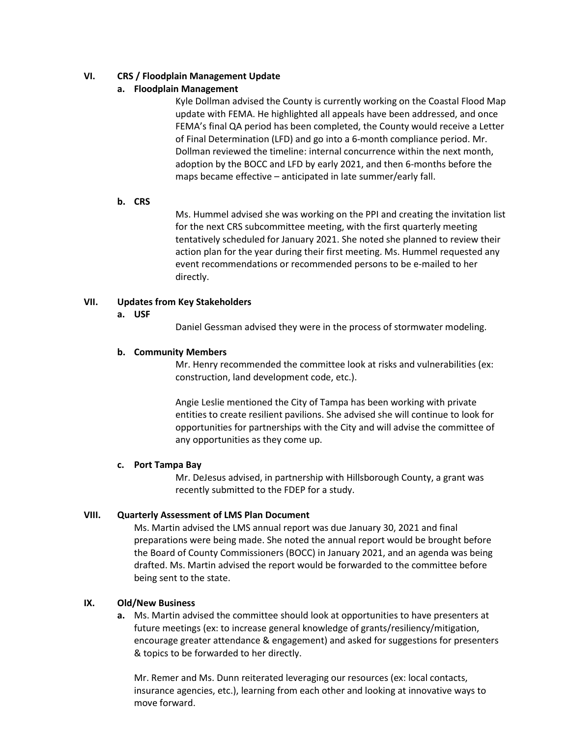## VI. CRS / Floodplain Management Update

### a. Floodplain Management

Kyle Dollman advised the County is currently working on the Coastal Flood Map update with FEMA. He highlighted all appeals have been addressed, and once FEMA's final QA period has been completed, the County would receive a Letter of Final Determination (LFD) and go into a 6-month compliance period. Mr. Dollman reviewed the timeline: internal concurrence within the next month, adoption by the BOCC and LFD by early 2021, and then 6-months before the maps became effective – anticipated in late summer/early fall.

### b. CRS

Ms. Hummel advised she was working on the PPI and creating the invitation list for the next CRS subcommittee meeting, with the first quarterly meeting tentatively scheduled for January 2021. She noted she planned to review their action plan for the year during their first meeting. Ms. Hummel requested any event recommendations or recommended persons to be e-mailed to her directly.

## VII. Updates from Key Stakeholders

### a. USF

Daniel Gessman advised they were in the process of stormwater modeling.

### b. Community Members

Mr. Henry recommended the committee look at risks and vulnerabilities (ex: construction, land development code, etc.).

Angie Leslie mentioned the City of Tampa has been working with private entities to create resilient pavilions. She advised she will continue to look for opportunities for partnerships with the City and will advise the committee of any opportunities as they come up.

### c. Port Tampa Bay

Mr. DeJesus advised, in partnership with Hillsborough County, a grant was recently submitted to the FDEP for a study.

## VIII. Quarterly Assessment of LMS Plan Document

Ms. Martin advised the LMS annual report was due January 30, 2021 and final preparations were being made. She noted the annual report would be brought before the Board of County Commissioners (BOCC) in January 2021, and an agenda was being drafted. Ms. Martin advised the report would be forwarded to the committee before being sent to the state.

## IX. Old/New Business

**a.** Ms. Martin advised the committee should look at opportunities to have presenters at future meetings (ex: to increase general knowledge of grants/resiliency/mitigation, encourage greater attendance & engagement) and asked for suggestions for presenters & topics to be forwarded to her directly.

Mr. Remer and Ms. Dunn reiterated leveraging our resources (ex: local contacts, insurance agencies, etc.), learning from each other and looking at innovative ways to move forward.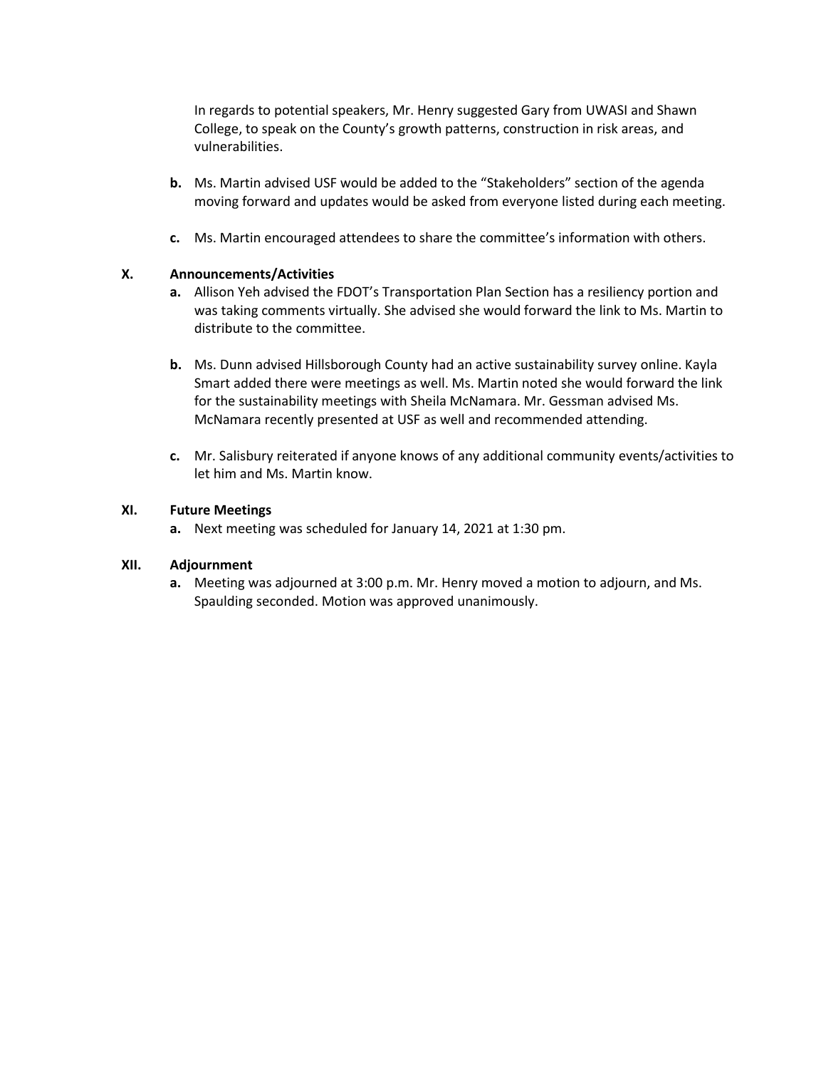In regards to potential speakers, Mr. Henry suggested Gary from UWASI and Shawn College, to speak on the County's growth patterns, construction in risk areas, and vulnerabilities.

**b.** Ms. Martin advised USF would be added to the "Stakeholders" section of the agenda moving forward and updates would be asked from everyone listed during each meeting.

**c.** Ms. Martin encouraged attendees to share the committee's information with others.

## X. Announcements/Activities

**a.** Allison Yeh advised the FDOT's Transportation Plan Section has a resiliency portion and was taking comments virtually. She advised she would forward the link to Ms. Martin to distribute to the committee.

**b.** Ms. Dunn advised Hillsborough County had an active sustainability survey online. Kayla Smart added there were meetings as well. Ms. Martin noted she would forward the link for the sustainability meetings with Sheila McNamara. Mr. Gessman advised Ms. McNamara recently presented at USF as well and recommended attending.

**c.** Mr. Salisbury reiterated if anyone knows of any additional community events/activities to let him and Ms. Martin know.

## XI. Future Meetings

**a.** Next meeting was scheduled for January 14, 2021 at 1:30 pm.

## XII. Adjournment

**a.** Meeting was adjourned at 3:00 p.m. Mr. Henry moved a motion to adjourn, and Ms. Spaulding seconded. Motion was approved unanimously.